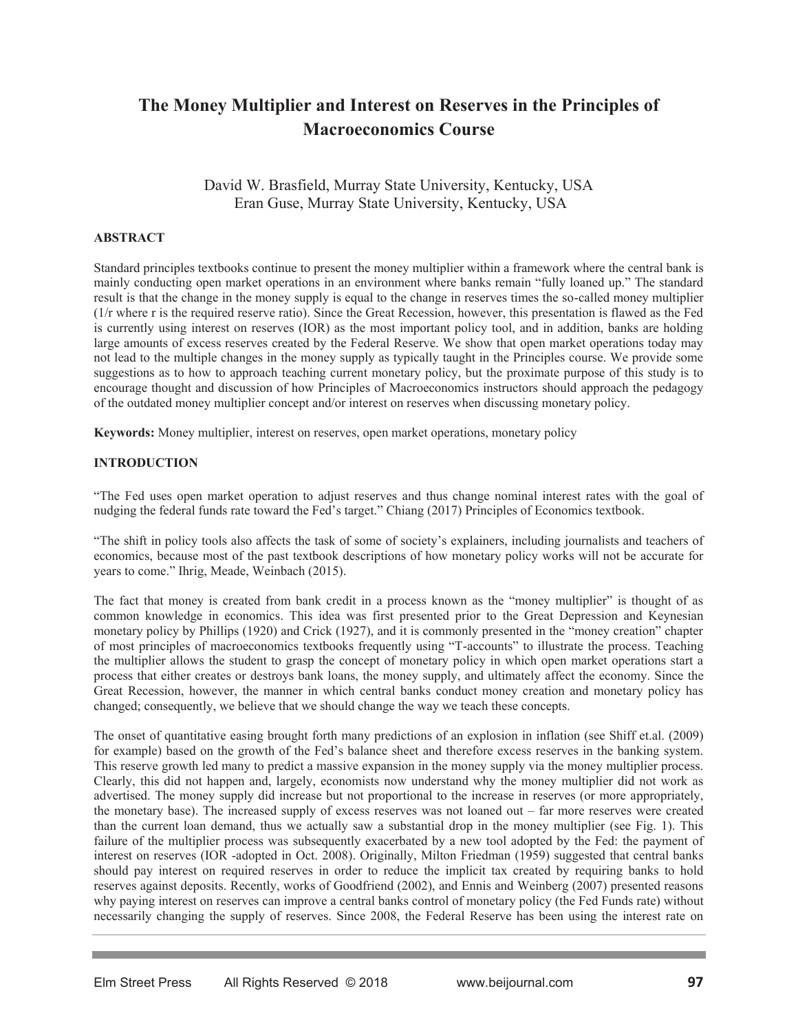# The Money Multiplier and Interest on Reserves in the Principles of Macroeconomics Course

David W. Brasfield, Murray State University, Kentucky, USA
Eran Guse, Murray State University, Kentucky, USA

## ABSTRACT

Standard principles textbooks continue to present the money multiplier within a framework where the central bank is mainly conducting open market operations in an environment where banks remain "fully loaned up." The standard result is that the change in the money supply is equal to the change in reserves times the so-called money multiplier (1/r where r is the required reserve ratio). Since the Great Recession, however, this presentation is flawed as the Fed is currently using interest on reserves (IOR) as the most important policy tool, and in addition, banks are holding large amounts of excess reserves created by the Federal Reserve. We show that open market operations today may not lead to the multiple changes in the money supply as typically taught in the Principles course. We provide some suggestions as to how to approach teaching current monetary policy, but the proximate purpose of this study is to encourage thought and discussion of how Principles of Macroeconomics instructors should approach the pedagogy of the outdated money multiplier concept and/or interest on reserves when discussing monetary policy.

**Keywords:** Money multiplier, interest on reserves, open market operations, monetary policy

## INTRODUCTION

"The Fed uses open market operation to adjust reserves and thus change nominal interest rates with the goal of nudging the federal funds rate toward the Fed's target." Chiang (2017) Principles of Economics textbook.

"The shift in policy tools also affects the task of some of society's explainers, including journalists and teachers of economics, because most of the past textbook descriptions of how monetary policy works will not be accurate for years to come." Ihrig, Meade, Weinbach (2015).

The fact that money is created from bank credit in a process known as the "money multiplier" is thought of as common knowledge in economics. This idea was first presented prior to the Great Depression and Keynesian monetary policy by Phillips (1920) and Crick (1927), and it is commonly presented in the "money creation" chapter of most principles of macroeconomics textbooks frequently using "T-accounts" to illustrate the process. Teaching the multiplier allows the student to grasp the concept of monetary policy in which open market operations start a process that either creates or destroys bank loans, the money supply, and ultimately affect the economy. Since the Great Recession, however, the manner in which central banks conduct money creation and monetary policy has changed; consequently, we believe that we should change the way we teach these concepts.

The onset of quantitative easing brought forth many predictions of an explosion in inflation (see Shiff et.al. (2009) for example) based on the growth of the Fed's balance sheet and therefore excess reserves in the banking system. This reserve growth led many to predict a massive expansion in the money supply via the money multiplier process. Clearly, this did not happen and, largely, economists now understand why the money multiplier did not work as advertised. The money supply did increase but not proportional to the increase in reserves (or more appropriately, the monetary base). The increased supply of excess reserves was not loaned out – far more reserves were created than the current loan demand, thus we actually saw a substantial drop in the money multiplier (see Fig. 1). This failure of the multiplier process was subsequently exacerbated by a new tool adopted by the Fed: the payment of interest on reserves (IOR -adopted in Oct. 2008). Originally, Milton Friedman (1959) suggested that central banks should pay interest on required reserves in order to reduce the implicit tax created by requiring banks to hold reserves against deposits. Recently, works of Goodfriend (2002), and Ennis and Weinberg (2007) presented reasons why paying interest on reserves can improve a central banks control of monetary policy (the Fed Funds rate) without necessarily changing the supply of reserves. Since 2008, the Federal Reserve has been using the interest rate on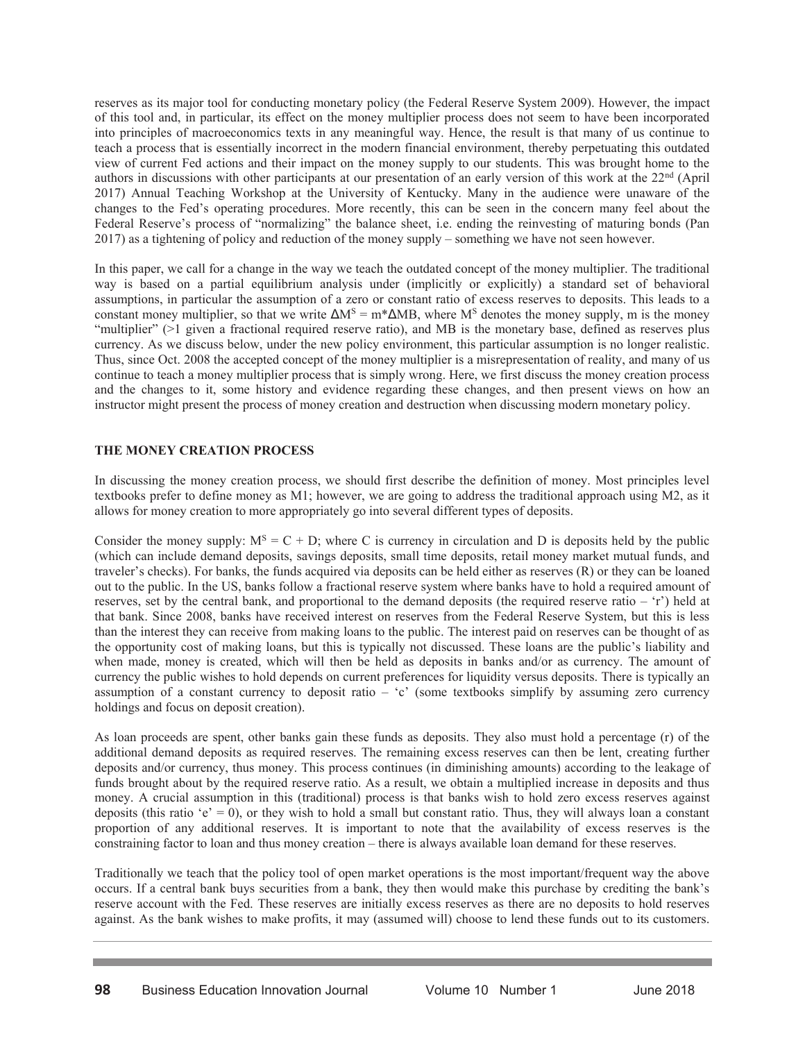reserves as its major tool for conducting monetary policy (the Federal Reserve System 2009). However, the impact of this tool and, in particular, its effect on the money multiplier process does not seem to have been incorporated into principles of macroeconomics texts in any meaningful way. Hence, the result is that many of us continue to teach a process that is essentially incorrect in the modern financial environment, thereby perpetuating this outdated view of current Fed actions and their impact on the money supply to our students. This was brought home to the authors in discussions with other participants at our presentation of an early version of this work at the 22nd (April 2017) Annual Teaching Workshop at the University of Kentucky. Many in the audience were unaware of the changes to the Fed's operating procedures. More recently, this can be seen in the concern many feel about the Federal Reserve's process of "normalizing" the balance sheet, i.e. ending the reinvesting of maturing bonds (Pan 2017) as a tightening of policy and reduction of the money supply – something we have not seen however.

In this paper, we call for a change in the way we teach the outdated concept of the money multiplier. The traditional way is based on a partial equilibrium analysis under (implicitly or explicitly) a standard set of behavioral assumptions, in particular the assumption of a zero or constant ratio of excess reserves to deposits. This leads to a constant money multiplier, so that we write $\Delta M^S = m*\Delta MB$, where $M^S$ denotes the money supply, m is the money "multiplier" (>1 given a fractional required reserve ratio), and MB is the monetary base, defined as reserves plus currency. As we discuss below, under the new policy environment, this particular assumption is no longer realistic. Thus, since Oct. 2008 the accepted concept of the money multiplier is a misrepresentation of reality, and many of us continue to teach a money multiplier process that is simply wrong. Here, we first discuss the money creation process and the changes to it, some history and evidence regarding these changes, and then present views on how an instructor might present the process of money creation and destruction when discussing modern monetary policy.

## THE MONEY CREATION PROCESS

In discussing the money creation process, we should first describe the definition of money. Most principles level textbooks prefer to define money as M1; however, we are going to address the traditional approach using M2, as it allows for money creation to more appropriately go into several different types of deposits.

Consider the money supply: $M^S = C + D$; where C is currency in circulation and D is deposits held by the public (which can include demand deposits, savings deposits, small time deposits, retail money market mutual funds, and traveler's checks). For banks, the funds acquired via deposits can be held either as reserves (R) or they can be loaned out to the public. In the US, banks follow a fractional reserve system where banks have to hold a required amount of reserves, set by the central bank, and proportional to the demand deposits (the required reserve ratio – 'r') held at that bank. Since 2008, banks have received interest on reserves from the Federal Reserve System, but this is less than the interest they can receive from making loans to the public. The interest paid on reserves can be thought of as the opportunity cost of making loans, but this is typically not discussed. These loans are the public's liability and when made, money is created, which will then be held as deposits in banks and/or as currency. The amount of currency the public wishes to hold depends on current preferences for liquidity versus deposits. There is typically an assumption of a constant currency to deposit ratio – 'c' (some textbooks simplify by assuming zero currency holdings and focus on deposit creation).

As loan proceeds are spent, other banks gain these funds as deposits. They also must hold a percentage (r) of the additional demand deposits as required reserves. The remaining excess reserves can then be lent, creating further deposits and/or currency, thus money. This process continues (in diminishing amounts) according to the leakage of funds brought about by the required reserve ratio. As a result, we obtain a multiplied increase in deposits and thus money. A crucial assumption in this (traditional) process is that banks wish to hold zero excess reserves against deposits (this ratio 'e' = 0), or they wish to hold a small but constant ratio. Thus, they will always loan a constant proportion of any additional reserves. It is important to note that the availability of excess reserves is the constraining factor to loan and thus money creation – there is always available loan demand for these reserves.

Traditionally we teach that the policy tool of open market operations is the most important/frequent way the above occurs. If a central bank buys securities from a bank, they then would make this purchase by crediting the bank's reserve account with the Fed. These reserves are initially excess reserves as there are no deposits to hold reserves against. As the bank wishes to make profits, it may (assumed will) choose to lend these funds out to its customers.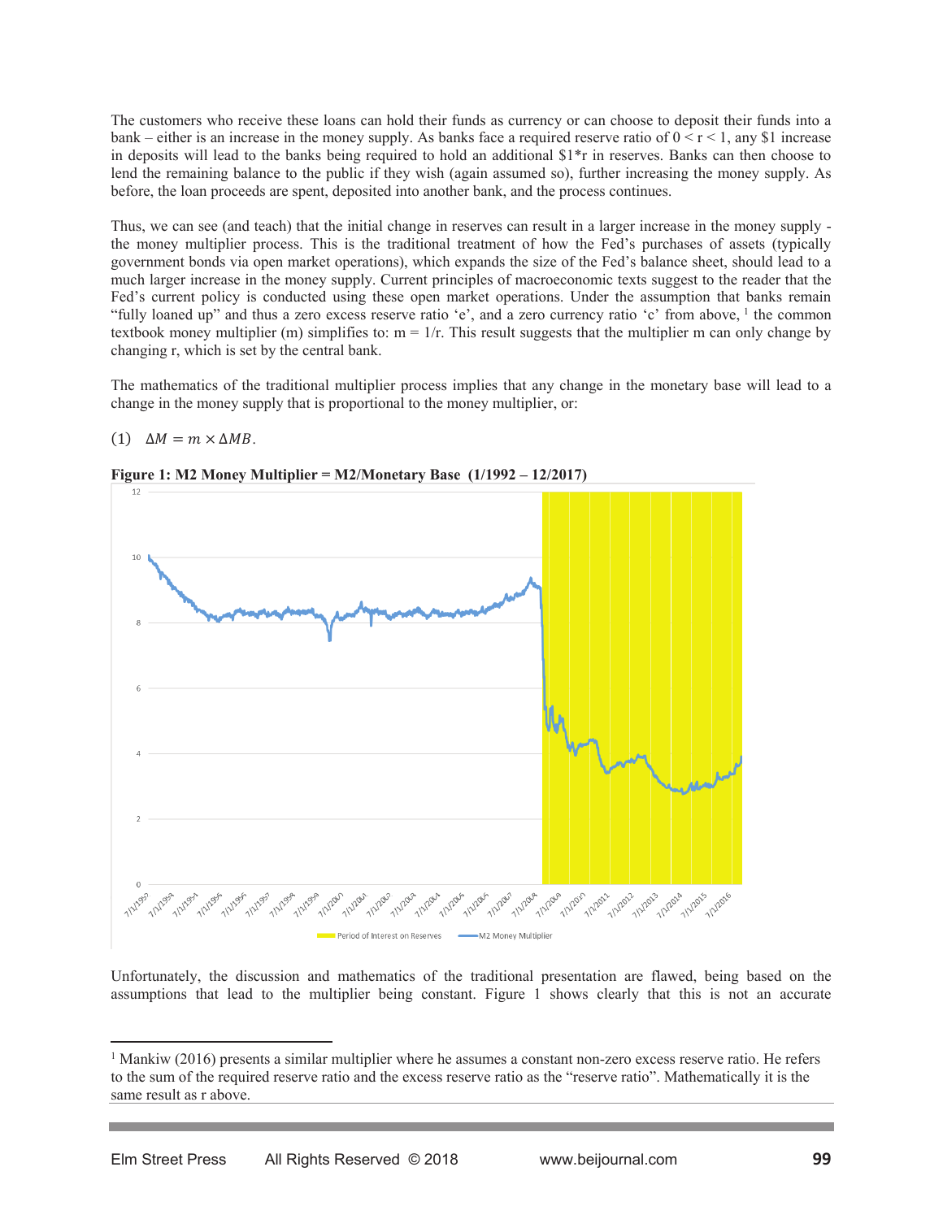The customers who receive these loans can hold their funds as currency or can choose to deposit their funds into a bank – either is an increase in the money supply. As banks face a required reserve ratio of $0 < r < 1$, any \$1 increase in deposits will lead to the banks being required to hold an additional \$1*r in reserves. Banks can then choose to lend the remaining balance to the public if they wish (again assumed so), further increasing the money supply. As before, the loan proceeds are spent, deposited into another bank, and the process continues.

Thus, we can see (and teach) that the initial change in reserves can result in a larger increase in the money supply - the money multiplier process. This is the traditional treatment of how the Fed's purchases of assets (typically government bonds via open market operations), which expands the size of the Fed's balance sheet, should lead to a much larger increase in the money supply. Current principles of macroeconomic texts suggest to the reader that the Fed's current policy is conducted using these open market operations. Under the assumption that banks remain "fully loaned up" and thus a zero excess reserve ratio 'e', and a zero currency ratio 'c' from above, [1] the common textbook money multiplier (m) simplifies to: $m = 1/r$. This result suggests that the multiplier m can only change by changing r, which is set by the central bank.

The mathematics of the traditional multiplier process implies that any change in the monetary base will lead to a change in the money supply that is proportional to the money multiplier, or:

(1) $\Delta M = m \times \Delta MB$.

**Figure 1: M2 Money Multiplier = M2/Monetary Base (1/1992 – 12/2017)**

Unfortunately, the discussion and mathematics of the traditional presentation are flawed, being based on the assumptions that lead to the multiplier being constant. Figure 1 shows clearly that this is not an accurate

[1] Mankiw (2016) presents a similar multiplier where he assumes a constant non-zero excess reserve ratio. He refers to the sum of the required reserve ratio and the excess reserve ratio as the "reserve ratio". Mathematically it is the same result as r above.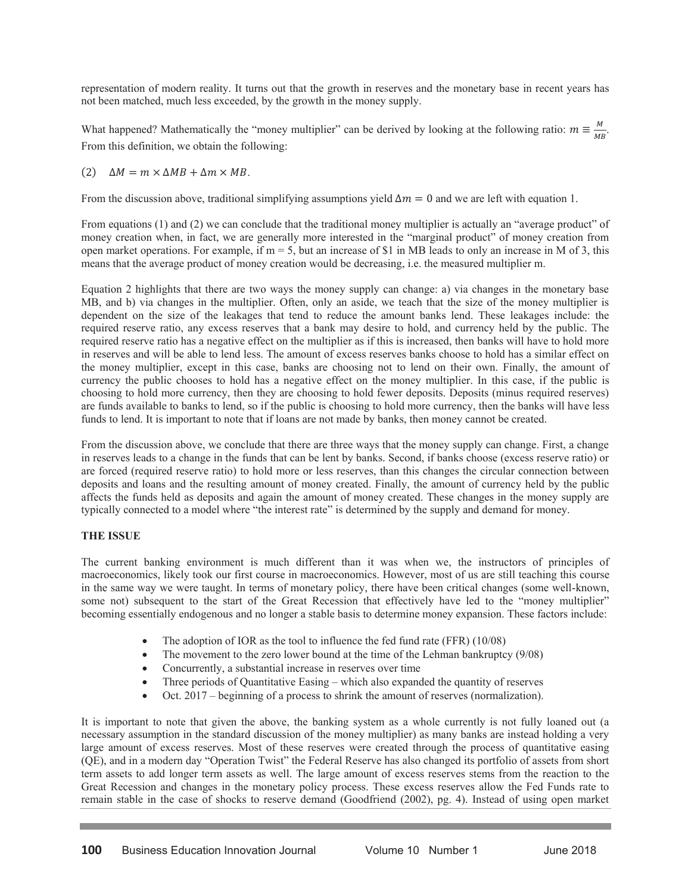representation of modern reality. It turns out that the growth in reserves and the monetary base in recent years has not been matched, much less exceeded, by the growth in the money supply.

What happened? Mathematically the "money multiplier" can be derived by looking at the following ratio: $m \equiv \frac{M}{MB}$. From this definition, we obtain the following:

(2) $\Delta M = m \times \Delta MB + \Delta m \times MB$.

From the discussion above, traditional simplifying assumptions yield $\Delta m = 0$ and we are left with equation 1.

From equations (1) and (2) we can conclude that the traditional money multiplier is actually an "average product" of money creation when, in fact, we are generally more interested in the "marginal product" of money creation from open market operations. For example, if m = 5, but an increase of $1 in MB leads to only an increase in M of 3, this means that the average product of money creation would be decreasing, i.e. the measured multiplier m.

Equation 2 highlights that there are two ways the money supply can change: a) via changes in the monetary base MB, and b) via changes in the multiplier. Often, only an aside, we teach that the size of the money multiplier is dependent on the size of the leakages that tend to reduce the amount banks lend. These leakages include: the required reserve ratio, any excess reserves that a bank may desire to hold, and currency held by the public. The required reserve ratio has a negative effect on the multiplier as if this is increased, then banks will have to hold more in reserves and will be able to lend less. The amount of excess reserves banks choose to hold has a similar effect on the money multiplier, except in this case, banks are choosing not to lend on their own. Finally, the amount of currency the public chooses to hold has a negative effect on the money multiplier. In this case, if the public is choosing to hold more currency, then they are choosing to hold fewer deposits. Deposits (minus required reserves) are funds available to banks to lend, so if the public is choosing to hold more currency, then the banks will have less funds to lend. It is important to note that if loans are not made by banks, then money cannot be created.

From the discussion above, we conclude that there are three ways that the money supply can change. First, a change in reserves leads to a change in the funds that can be lent by banks. Second, if banks choose (excess reserve ratio) or are forced (required reserve ratio) to hold more or less reserves, than this changes the circular connection between deposits and loans and the resulting amount of money created. Finally, the amount of currency held by the public affects the funds held as deposits and again the amount of money created. These changes in the money supply are typically connected to a model where "the interest rate" is determined by the supply and demand for money.

**THE ISSUE**

The current banking environment is much different than it was when we, the instructors of principles of macroeconomics, likely took our first course in macroeconomics. However, most of us are still teaching this course in the same way we were taught. In terms of monetary policy, there have been critical changes (some well-known, some not) subsequent to the start of the Great Recession that effectively have led to the "money multiplier" becoming essentially endogenous and no longer a stable basis to determine money expansion. These factors include:

- The adoption of IOR as the tool to influence the fed fund rate (FFR) (10/08)
- The movement to the zero lower bound at the time of the Lehman bankruptcy (9/08)
- Concurrently, a substantial increase in reserves over time
- Three periods of Quantitative Easing – which also expanded the quantity of reserves
- Oct. 2017 – beginning of a process to shrink the amount of reserves (normalization).

It is important to note that given the above, the banking system as a whole currently is not fully loaned out (a necessary assumption in the standard discussion of the money multiplier) as many banks are instead holding a very large amount of excess reserves. Most of these reserves were created through the process of quantitative easing (QE), and in a modern day "Operation Twist" the Federal Reserve has also changed its portfolio of assets from short term assets to add longer term assets as well. The large amount of excess reserves stems from the reaction to the Great Recession and changes in the monetary policy process. These excess reserves allow the Fed Funds rate to remain stable in the case of shocks to reserve demand (Goodfriend (2002), pg. 4). Instead of using open market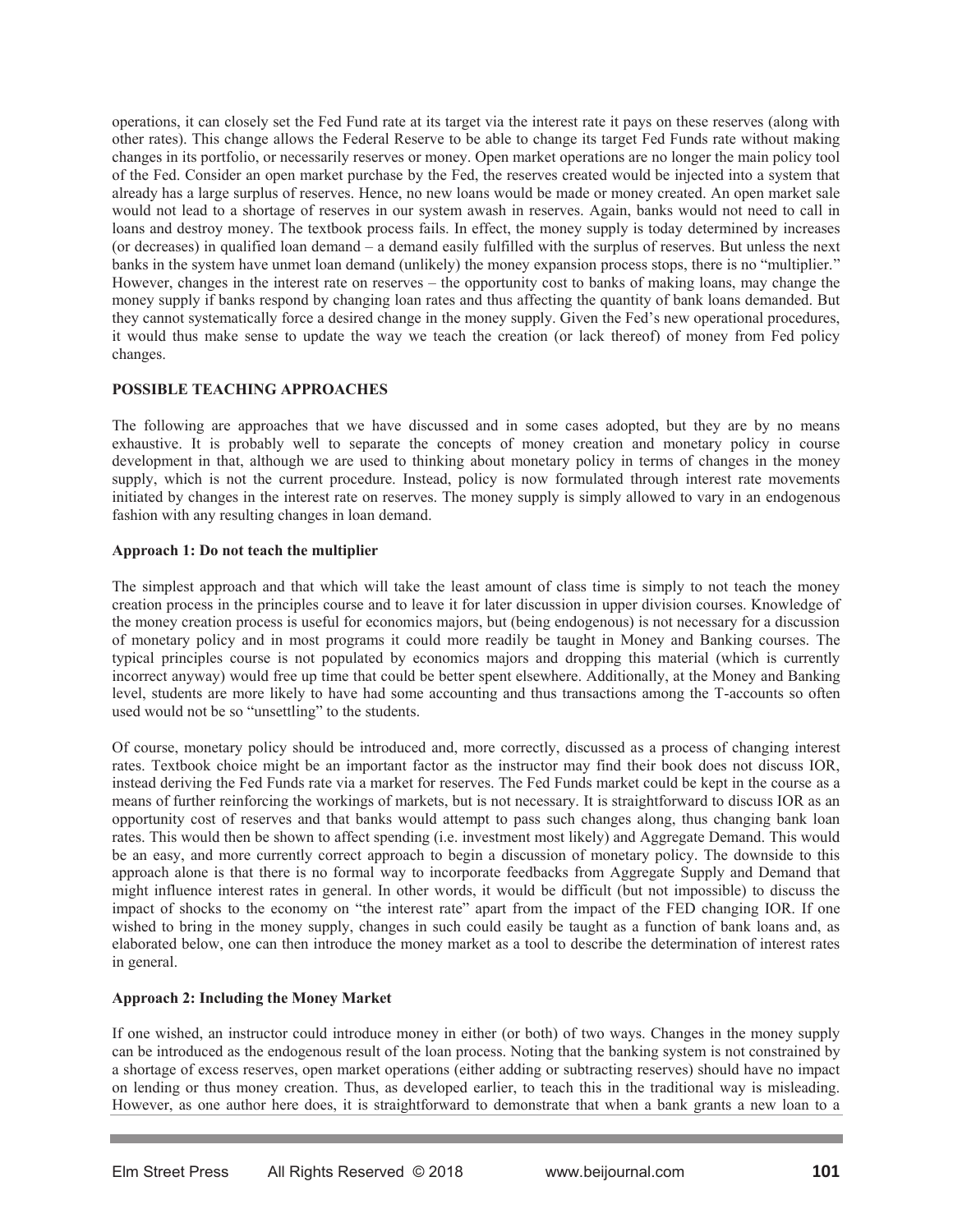operations, it can closely set the Fed Fund rate at its target via the interest rate it pays on these reserves (along with other rates). This change allows the Federal Reserve to be able to change its target Fed Funds rate without making changes in its portfolio, or necessarily reserves or money. Open market operations are no longer the main policy tool of the Fed. Consider an open market purchase by the Fed, the reserves created would be injected into a system that already has a large surplus of reserves. Hence, no new loans would be made or money created. An open market sale would not lead to a shortage of reserves in our system awash in reserves. Again, banks would not need to call in loans and destroy money. The textbook process fails. In effect, the money supply is today determined by increases (or decreases) in qualified loan demand – a demand easily fulfilled with the surplus of reserves. But unless the next banks in the system have unmet loan demand (unlikely) the money expansion process stops, there is no "multiplier." However, changes in the interest rate on reserves – the opportunity cost to banks of making loans, may change the money supply if banks respond by changing loan rates and thus affecting the quantity of bank loans demanded. But they cannot systematically force a desired change in the money supply. Given the Fed's new operational procedures, it would thus make sense to update the way we teach the creation (or lack thereof) of money from Fed policy changes.

## POSSIBLE TEACHING APPROACHES

The following are approaches that we have discussed and in some cases adopted, but they are by no means exhaustive. It is probably well to separate the concepts of money creation and monetary policy in course development in that, although we are used to thinking about monetary policy in terms of changes in the money supply, which is not the current procedure. Instead, policy is now formulated through interest rate movements initiated by changes in the interest rate on reserves. The money supply is simply allowed to vary in an endogenous fashion with any resulting changes in loan demand.

### Approach 1: Do not teach the multiplier

The simplest approach and that which will take the least amount of class time is simply to not teach the money creation process in the principles course and to leave it for later discussion in upper division courses. Knowledge of the money creation process is useful for economics majors, but (being endogenous) is not necessary for a discussion of monetary policy and in most programs it could more readily be taught in Money and Banking courses. The typical principles course is not populated by economics majors and dropping this material (which is currently incorrect anyway) would free up time that could be better spent elsewhere. Additionally, at the Money and Banking level, students are more likely to have had some accounting and thus transactions among the T-accounts so often used would not be so "unsettling" to the students.

Of course, monetary policy should be introduced and, more correctly, discussed as a process of changing interest rates. Textbook choice might be an important factor as the instructor may find their book does not discuss IOR, instead deriving the Fed Funds rate via a market for reserves. The Fed Funds market could be kept in the course as a means of further reinforcing the workings of markets, but is not necessary. It is straightforward to discuss IOR as an opportunity cost of reserves and that banks would attempt to pass such changes along, thus changing bank loan rates. This would then be shown to affect spending (i.e. investment most likely) and Aggregate Demand. This would be an easy, and more currently correct approach to begin a discussion of monetary policy. The downside to this approach alone is that there is no formal way to incorporate feedbacks from Aggregate Supply and Demand that might influence interest rates in general. In other words, it would be difficult (but not impossible) to discuss the impact of shocks to the economy on "the interest rate" apart from the impact of the FED changing IOR. If one wished to bring in the money supply, changes in such could easily be taught as a function of bank loans and, as elaborated below, one can then introduce the money market as a tool to describe the determination of interest rates in general.

### Approach 2: Including the Money Market

If one wished, an instructor could introduce money in either (or both) of two ways. Changes in the money supply can be introduced as the endogenous result of the loan process. Noting that the banking system is not constrained by a shortage of excess reserves, open market operations (either adding or subtracting reserves) should have no impact on lending or thus money creation. Thus, as developed earlier, to teach this in the traditional way is misleading. However, as one author here does, it is straightforward to demonstrate that when a bank grants a new loan to a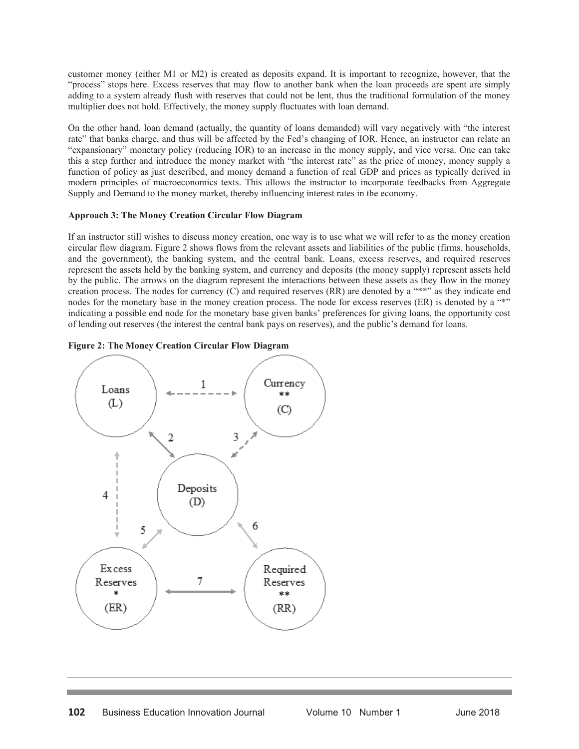customer money (either M1 or M2) is created as deposits expand. It is important to recognize, however, that the "process" stops here. Excess reserves that may flow to another bank when the loan proceeds are spent are simply adding to a system already flush with reserves that could not be lent, thus the traditional formulation of the money multiplier does not hold. Effectively, the money supply fluctuates with loan demand.

On the other hand, loan demand (actually, the quantity of loans demanded) will vary negatively with "the interest rate" that banks charge, and thus will be affected by the Fed's changing of IOR. Hence, an instructor can relate an "expansionary" monetary policy (reducing IOR) to an increase in the money supply, and vice versa. One can take this a step further and introduce the money market with "the interest rate" as the price of money, money supply a function of policy as just described, and money demand a function of real GDP and prices as typically derived in modern principles of macroeconomics texts. This allows the instructor to incorporate feedbacks from Aggregate Supply and Demand to the money market, thereby influencing interest rates in the economy.

**Approach 3: The Money Creation Circular Flow Diagram**

If an instructor still wishes to discuss money creation, one way is to use what we will refer to as the money creation circular flow diagram. Figure 2 shows flows from the relevant assets and liabilities of the public (firms, households, and the government), the banking system, and the central bank. Loans, excess reserves, and required reserves represent the assets held by the banking system, and currency and deposits (the money supply) represent assets held by the public. The arrows on the diagram represent the interactions between these assets as they flow in the money creation process. The nodes for currency (C) and required reserves (RR) are denoted by a "**" as they indicate end nodes for the monetary base in the money creation process. The node for excess reserves (ER) is denoted by a "*" indicating a possible end node for the monetary base given banks' preferences for giving loans, the opportunity cost of lending out reserves (the interest the central bank pays on reserves), and the public's demand for loans.

**Figure 2: The Money Creation Circular Flow Diagram**

Loans (L) — 1 — Currency ** (C)

2 — Deposits (D) — 3

4 — 5 — 6

Excess Reserves * (ER) — 7 — Required Reserves ** (RR)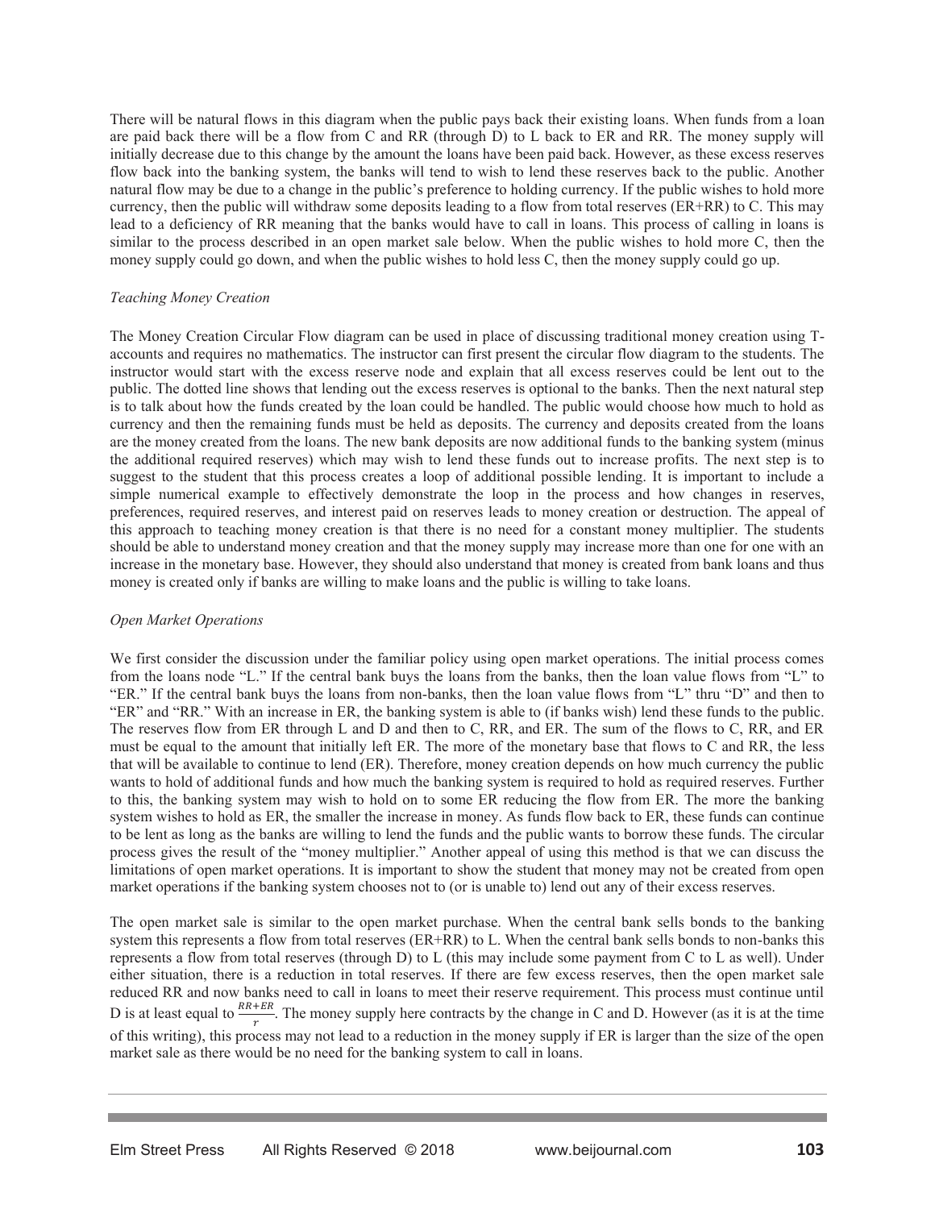There will be natural flows in this diagram when the public pays back their existing loans. When funds from a loan are paid back there will be a flow from C and RR (through D) to L back to ER and RR. The money supply will initially decrease due to this change by the amount the loans have been paid back. However, as these excess reserves flow back into the banking system, the banks will tend to wish to lend these reserves back to the public. Another natural flow may be due to a change in the public's preference to holding currency. If the public wishes to hold more currency, then the public will withdraw some deposits leading to a flow from total reserves (ER+RR) to C. This may lead to a deficiency of RR meaning that the banks would have to call in loans. This process of calling in loans is similar to the process described in an open market sale below. When the public wishes to hold more C, then the money supply could go down, and when the public wishes to hold less C, then the money supply could go up.

*Teaching Money Creation*

The Money Creation Circular Flow diagram can be used in place of discussing traditional money creation using T-accounts and requires no mathematics. The instructor can first present the circular flow diagram to the students. The instructor would start with the excess reserve node and explain that all excess reserves could be lent out to the public. The dotted line shows that lending out the excess reserves is optional to the banks. Then the next natural step is to talk about how the funds created by the loan could be handled. The public would choose how much to hold as currency and then the remaining funds must be held as deposits. The currency and deposits created from the loans are the money created from the loans. The new bank deposits are now additional funds to the banking system (minus the additional required reserves) which may wish to lend these funds out to increase profits. The next step is to suggest to the student that this process creates a loop of additional possible lending. It is important to include a simple numerical example to effectively demonstrate the loop in the process and how changes in reserves, preferences, required reserves, and interest paid on reserves leads to money creation or destruction. The appeal of this approach to teaching money creation is that there is no need for a constant money multiplier. The students should be able to understand money creation and that the money supply may increase more than one for one with an increase in the monetary base. However, they should also understand that money is created from bank loans and thus money is created only if banks are willing to make loans and the public is willing to take loans.

*Open Market Operations*

We first consider the discussion under the familiar policy using open market operations. The initial process comes from the loans node "L." If the central bank buys the loans from the banks, then the loan value flows from "L" to "ER." If the central bank buys the loans from non-banks, then the loan value flows from "L" thru "D" and then to "ER" and "RR." With an increase in ER, the banking system is able to (if banks wish) lend these funds to the public. The reserves flow from ER through L and D and then to C, RR, and ER. The sum of the flows to C, RR, and ER must be equal to the amount that initially left ER. The more of the monetary base that flows to C and RR, the less that will be available to continue to lend (ER). Therefore, money creation depends on how much currency the public wants to hold of additional funds and how much the banking system is required to hold as required reserves. Further to this, the banking system may wish to hold on to some ER reducing the flow from ER. The more the banking system wishes to hold as ER, the smaller the increase in money. As funds flow back to ER, these funds can continue to be lent as long as the banks are willing to lend the funds and the public wants to borrow these funds. The circular process gives the result of the "money multiplier." Another appeal of using this method is that we can discuss the limitations of open market operations. It is important to show the student that money may not be created from open market operations if the banking system chooses not to (or is unable to) lend out any of their excess reserves.

The open market sale is similar to the open market purchase. When the central bank sells bonds to the banking system this represents a flow from total reserves (ER+RR) to L. When the central bank sells bonds to non-banks this represents a flow from total reserves (through D) to L (this may include some payment from C to L as well). Under either situation, there is a reduction in total reserves. If there are few excess reserves, then the open market sale reduced RR and now banks need to call in loans to meet their reserve requirement. This process must continue until D is at least equal to $\frac{RR+ER}{r}$. The money supply here contracts by the change in C and D. However (as it is at the time of this writing), this process may not lead to a reduction in the money supply if ER is larger than the size of the open market sale as there would be no need for the banking system to call in loans.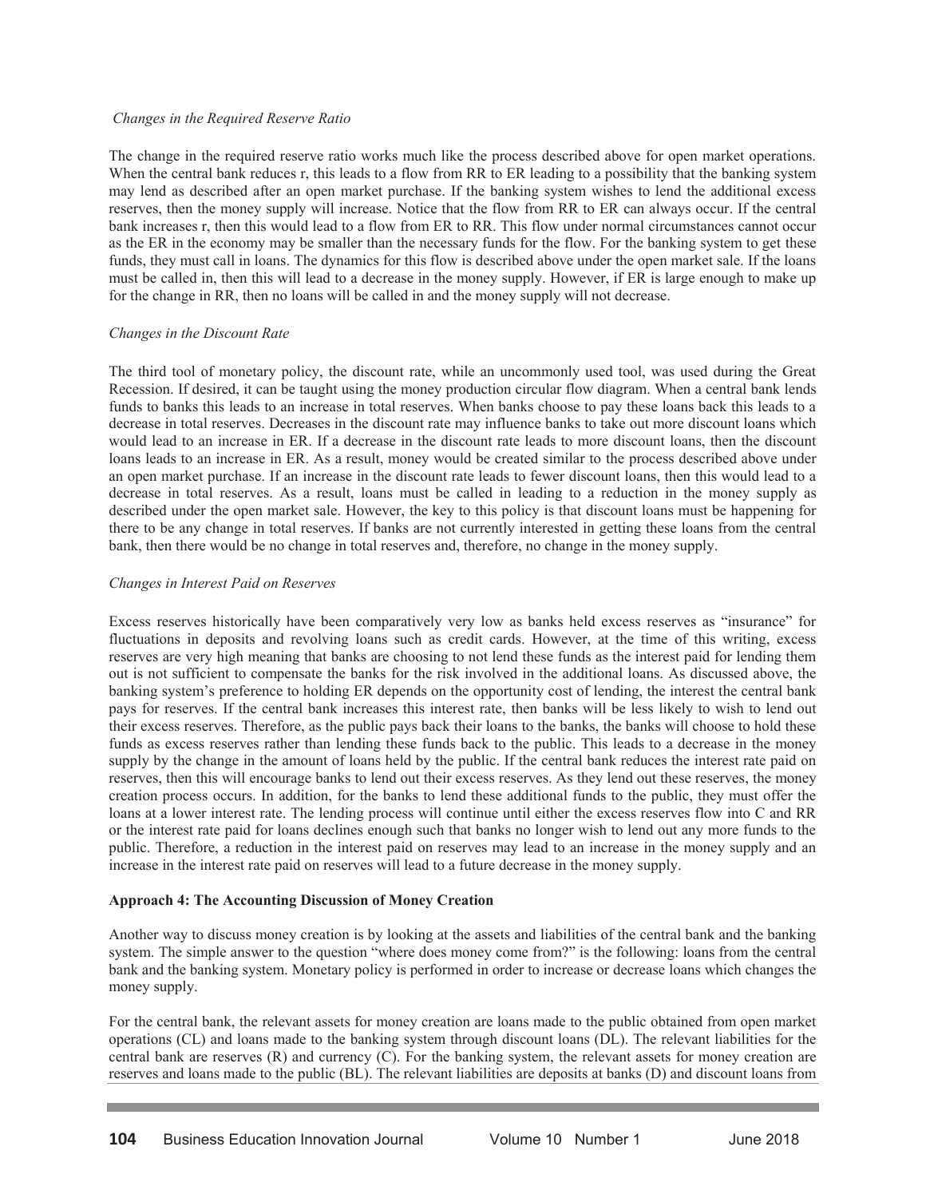*Changes in the Required Reserve Ratio*

The change in the required reserve ratio works much like the process described above for open market operations. When the central bank reduces r, this leads to a flow from RR to ER leading to a possibility that the banking system may lend as described after an open market purchase. If the banking system wishes to lend the additional excess reserves, then the money supply will increase. Notice that the flow from RR to ER can always occur. If the central bank increases r, then this would lead to a flow from ER to RR. This flow under normal circumstances cannot occur as the ER in the economy may be smaller than the necessary funds for the flow. For the banking system to get these funds, they must call in loans. The dynamics for this flow is described above under the open market sale. If the loans must be called in, then this will lead to a decrease in the money supply. However, if ER is large enough to make up for the change in RR, then no loans will be called in and the money supply will not decrease.

*Changes in the Discount Rate*

The third tool of monetary policy, the discount rate, while an uncommonly used tool, was used during the Great Recession. If desired, it can be taught using the money production circular flow diagram. When a central bank lends funds to banks this leads to an increase in total reserves. When banks choose to pay these loans back this leads to a decrease in total reserves. Decreases in the discount rate may influence banks to take out more discount loans which would lead to an increase in ER. If a decrease in the discount rate leads to more discount loans, then the discount loans leads to an increase in ER. As a result, money would be created similar to the process described above under an open market purchase. If an increase in the discount rate leads to fewer discount loans, then this would lead to a decrease in total reserves. As a result, loans must be called in leading to a reduction in the money supply as described under the open market sale. However, the key to this policy is that discount loans must be happening for there to be any change in total reserves. If banks are not currently interested in getting these loans from the central bank, then there would be no change in total reserves and, therefore, no change in the money supply.

*Changes in Interest Paid on Reserves*

Excess reserves historically have been comparatively very low as banks held excess reserves as "insurance" for fluctuations in deposits and revolving loans such as credit cards. However, at the time of this writing, excess reserves are very high meaning that banks are choosing to not lend these funds as the interest paid for lending them out is not sufficient to compensate the banks for the risk involved in the additional loans. As discussed above, the banking system's preference to holding ER depends on the opportunity cost of lending, the interest the central bank pays for reserves. If the central bank increases this interest rate, then banks will be less likely to wish to lend out their excess reserves. Therefore, as the public pays back their loans to the banks, the banks will choose to hold these funds as excess reserves rather than lending these funds back to the public. This leads to a decrease in the money supply by the change in the amount of loans held by the public. If the central bank reduces the interest rate paid on reserves, then this will encourage banks to lend out their excess reserves. As they lend out these reserves, the money creation process occurs. In addition, for the banks to lend these additional funds to the public, they must offer the loans at a lower interest rate. The lending process will continue until either the excess reserves flow into C and RR or the interest rate paid for loans declines enough such that banks no longer wish to lend out any more funds to the public. Therefore, a reduction in the interest paid on reserves may lead to an increase in the money supply and an increase in the interest rate paid on reserves will lead to a future decrease in the money supply.

**Approach 4: The Accounting Discussion of Money Creation**

Another way to discuss money creation is by looking at the assets and liabilities of the central bank and the banking system. The simple answer to the question "where does money come from?" is the following: loans from the central bank and the banking system. Monetary policy is performed in order to increase or decrease loans which changes the money supply.

For the central bank, the relevant assets for money creation are loans made to the public obtained from open market operations (CL) and loans made to the banking system through discount loans (DL). The relevant liabilities for the central bank are reserves (R) and currency (C). For the banking system, the relevant assets for money creation are reserves and loans made to the public (BL). The relevant liabilities are deposits at banks (D) and discount loans from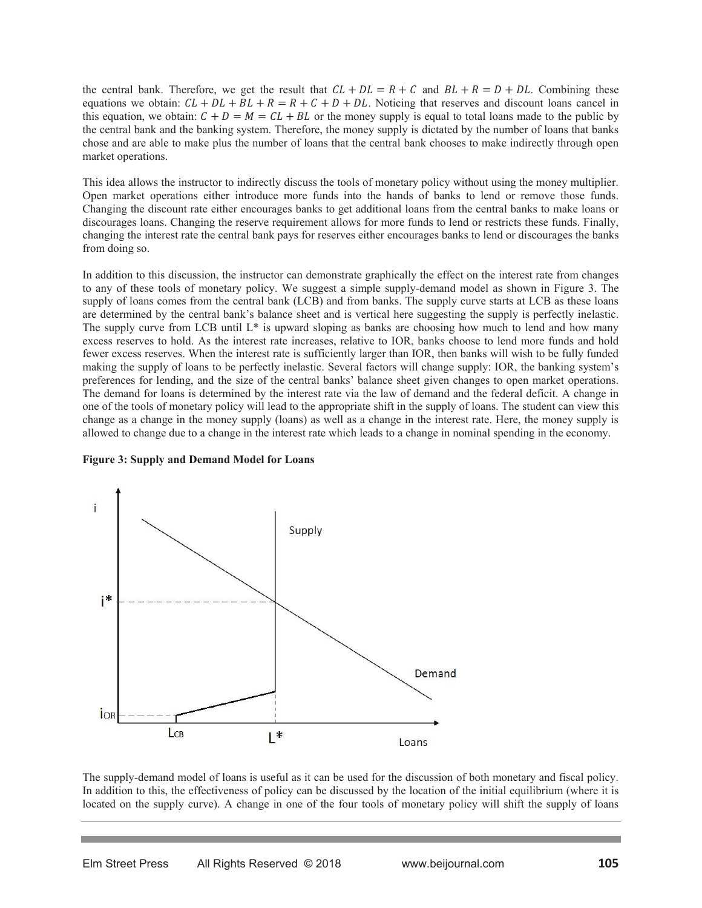the central bank. Therefore, we get the result that $CL + DL = R + C$ and $BL + R = D + DL$. Combining these equations we obtain: $CL + DL + BL + R = R + C + D + DL$. Noticing that reserves and discount loans cancel in this equation, we obtain: $C + D = M = CL + BL$ or the money supply is equal to total loans made to the public by the central bank and the banking system. Therefore, the money supply is dictated by the number of loans that banks chose and are able to make plus the number of loans that the central bank chooses to make indirectly through open market operations.

This idea allows the instructor to indirectly discuss the tools of monetary policy without using the money multiplier. Open market operations either introduce more funds into the hands of banks to lend or remove those funds. Changing the discount rate either encourages banks to get additional loans from the central banks to make loans or discourages loans. Changing the reserve requirement allows for more funds to lend or restricts these funds. Finally, changing the interest rate the central bank pays for reserves either encourages banks to lend or discourages the banks from doing so.

In addition to this discussion, the instructor can demonstrate graphically the effect on the interest rate from changes to any of these tools of monetary policy. We suggest a simple supply-demand model as shown in Figure 3. The supply of loans comes from the central bank (LCB) and from banks. The supply curve starts at LCB as these loans are determined by the central bank's balance sheet and is vertical here suggesting the supply is perfectly inelastic. The supply curve from LCB until L* is upward sloping as banks are choosing how much to lend and how many excess reserves to hold. As the interest rate increases, relative to IOR, banks choose to lend more funds and hold fewer excess reserves. When the interest rate is sufficiently larger than IOR, then banks will wish to be fully funded making the supply of loans to be perfectly inelastic. Several factors will change supply: IOR, the banking system's preferences for lending, and the size of the central banks' balance sheet given changes to open market operations. The demand for loans is determined by the interest rate via the law of demand and the federal deficit. A change in one of the tools of monetary policy will lead to the appropriate shift in the supply of loans. The student can view this change as a change in the money supply (loans) as well as a change in the interest rate. Here, the money supply is allowed to change due to a change in the interest rate which leads to a change in nominal spending in the economy.

**Figure 3: Supply and Demand Model for Loans**

The supply-demand model of loans is useful as it can be used for the discussion of both monetary and fiscal policy. In addition to this, the effectiveness of policy can be discussed by the location of the initial equilibrium (where it is located on the supply curve). A change in one of the four tools of monetary policy will shift the supply of loans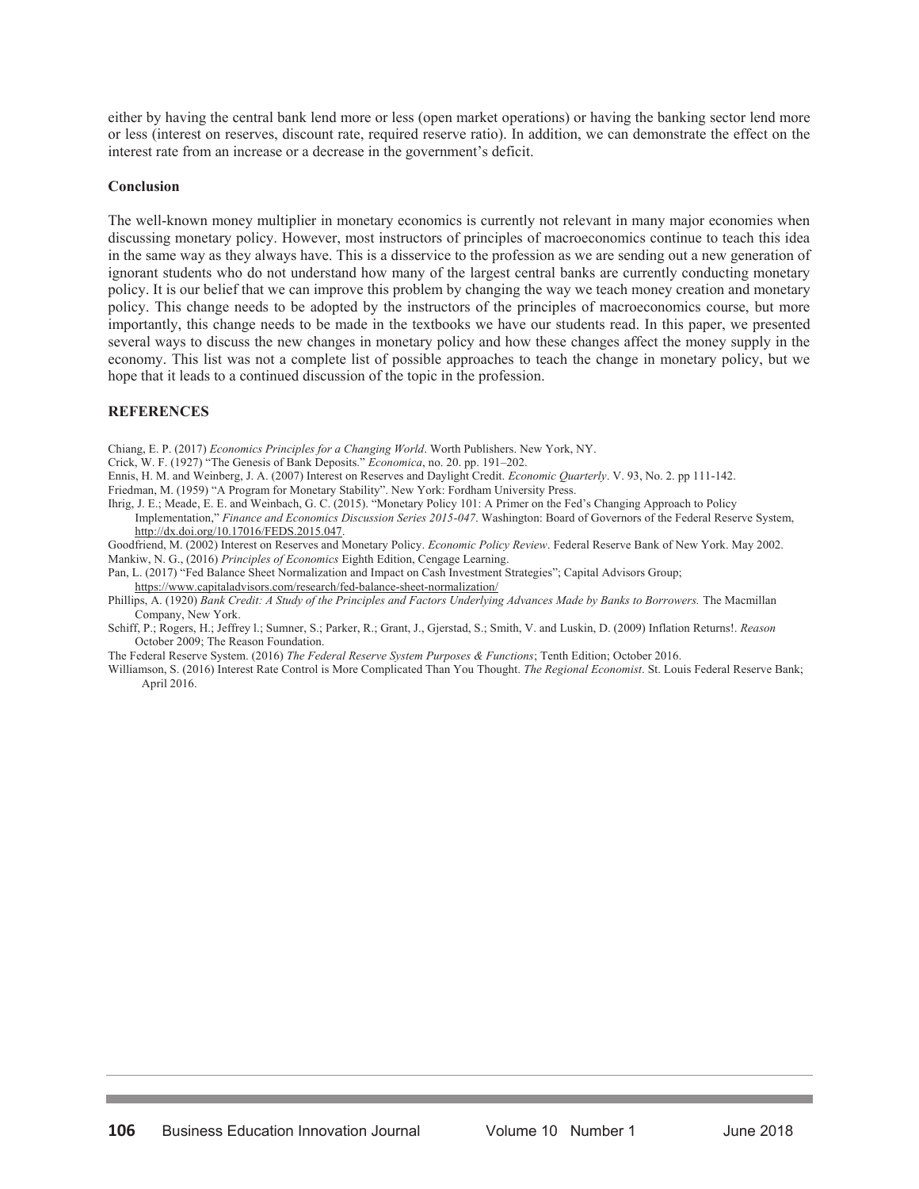either by having the central bank lend more or less (open market operations) or having the banking sector lend more or less (interest on reserves, discount rate, required reserve ratio). In addition, we can demonstrate the effect on the interest rate from an increase or a decrease in the government's deficit.

## Conclusion

The well-known money multiplier in monetary economics is currently not relevant in many major economies when discussing monetary policy. However, most instructors of principles of macroeconomics continue to teach this idea in the same way as they always have. This is a disservice to the profession as we are sending out a new generation of ignorant students who do not understand how many of the largest central banks are currently conducting monetary policy. It is our belief that we can improve this problem by changing the way we teach money creation and monetary policy. This change needs to be adopted by the instructors of the principles of macroeconomics course, but more importantly, this change needs to be made in the textbooks we have our students read. In this paper, we presented several ways to discuss the new changes in monetary policy and how these changes affect the money supply in the economy. This list was not a complete list of possible approaches to teach the change in monetary policy, but we hope that it leads to a continued discussion of the topic in the profession.

## REFERENCES

Chiang, E. P. (2017) *Economics Principles for a Changing World*. Worth Publishers. New York, NY.

Crick, W. F. (1927) "The Genesis of Bank Deposits." *Economica*, no. 20. pp. 191–202.

Ennis, H. M. and Weinberg, J. A. (2007) Interest on Reserves and Daylight Credit. *Economic Quarterly*. V. 93, No. 2. pp 111-142.

Friedman, M. (1959) "A Program for Monetary Stability". New York: Fordham University Press.

Ihrig, J. E.; Meade, E. E. and Weinbach, G. C. (2015). "Monetary Policy 101: A Primer on the Fed's Changing Approach to Policy Implementation," *Finance and Economics Discussion Series 2015-047*. Washington: Board of Governors of the Federal Reserve System, http://dx.doi.org/10.17016/FEDS.2015.047.

Goodfriend, M. (2002) Interest on Reserves and Monetary Policy. *Economic Policy Review*. Federal Reserve Bank of New York. May 2002.

Mankiw, N. G., (2016) *Principles of Economics* Eighth Edition, Cengage Learning.

Pan, L. (2017) "Fed Balance Sheet Normalization and Impact on Cash Investment Strategies"; Capital Advisors Group; https://www.capitaladvisors.com/research/fed-balance-sheet-normalization/

Phillips, A. (1920) *Bank Credit: A Study of the Principles and Factors Underlying Advances Made by Banks to Borrowers.* The Macmillan Company, New York.

Schiff, P.; Rogers, H.; Jeffrey l.; Sumner, S.; Parker, R.; Grant, J., Gjerstad, S.; Smith, V. and Luskin, D. (2009) Inflation Returns!. *Reason* October 2009; The Reason Foundation.

The Federal Reserve System. (2016) *The Federal Reserve System Purposes & Functions*; Tenth Edition; October 2016.

Williamson, S. (2016) Interest Rate Control is More Complicated Than You Thought. *The Regional Economist*. St. Louis Federal Reserve Bank; April 2016.